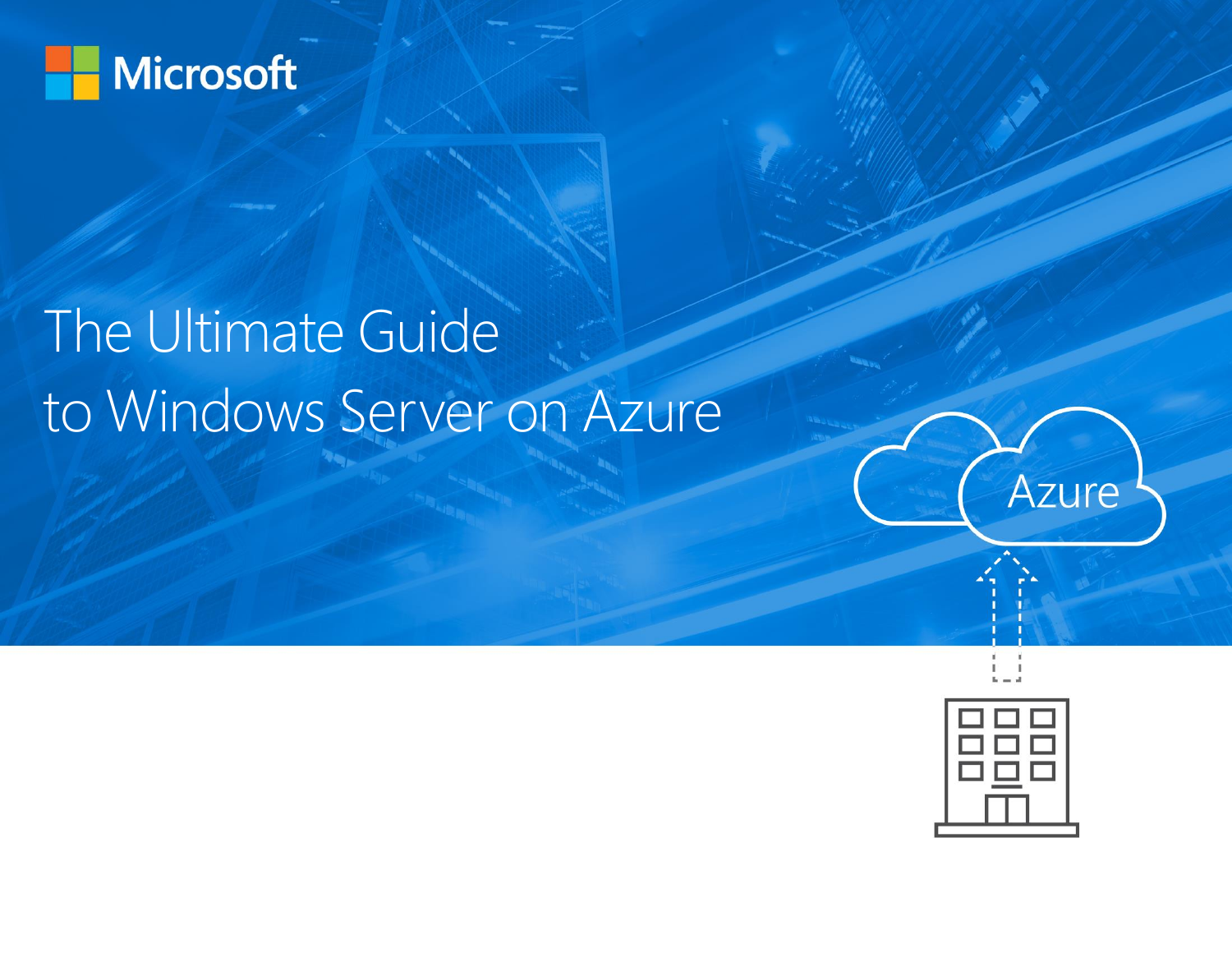Microsoft

# The Ultimate Guide to Windows Server on Azure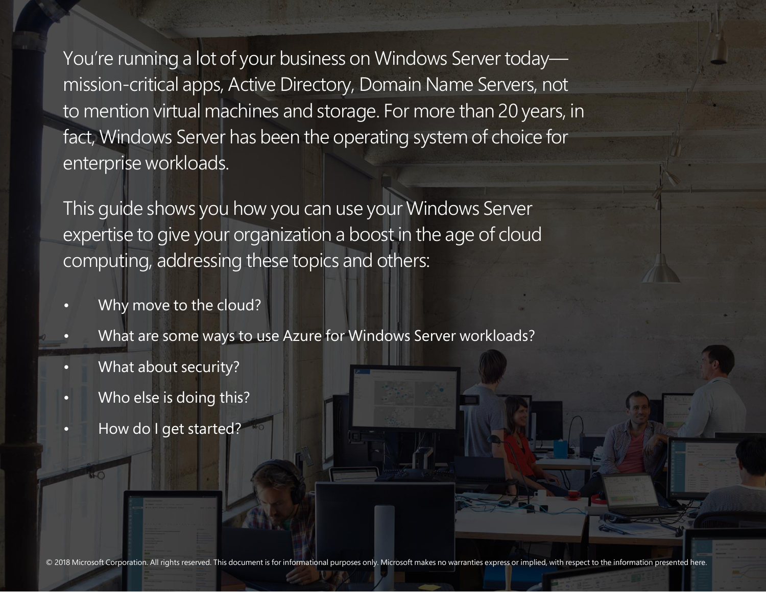You're running a lot of your business on Windows Server today—mission-critical apps, Active Directory, Domain Name Servers, not to mention virtual machines and storage. For more than 20 years, in fact, Windows Server has been the operating system of choice for enterprise workloads.

This guide shows you how you can use your Windows Server expertise to give your organization a boost in the age of cloud computing, addressing these topics and others:

- Why move to the cloud?
- What are some ways to use Azure for Windows Server workloads?
- What about security?
- Who else is doing this?
- How do I get started?

© 2018 Microsoft Corporation. All rights reserved. This document is for informational purposes only. Microsoft makes no warranties express or implied, with respect to the information presented here.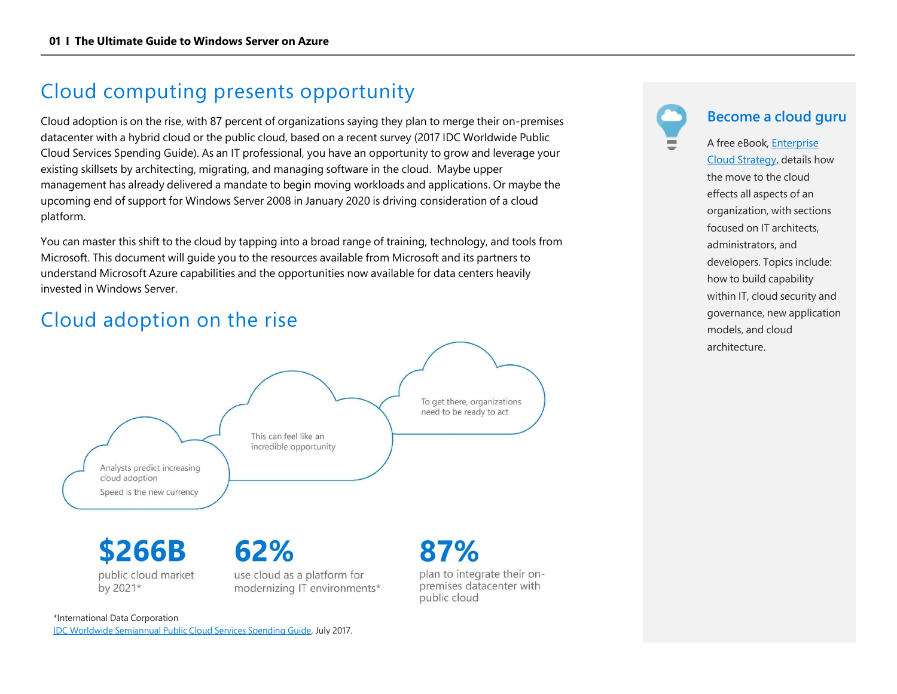# Cloud computing presents opportunity

Cloud adoption is on the rise, with 87 percent of organizations saying they plan to merge their on-premises datacenter with a hybrid cloud or the public cloud, based on a recent survey (2017 IDC Worldwide Public Cloud Services Spending Guide). As an IT professional, you have an opportunity to grow and leverage your existing skillsets by architecting, migrating, and managing software in the cloud. Maybe upper management has already delivered a mandate to begin moving workloads and applications. Or maybe the upcoming end of support for Windows Server 2008 in January 2020 is driving consideration of a cloud platform.

You can master this shift to the cloud by tapping into a broad range of training, technology, and tools from Microsoft. This document will guide you to the resources available from Microsoft and its partners to understand Microsoft Azure capabilities and the opportunities now available for data centers heavily invested in Windows Server.

# Cloud adoption on the rise

Analysts predict increasing cloud adoption

Speed is the new currency

This can feel like an incredible opportunity

To get there, organizations need to be ready to act

**$266B**
public cloud market by 2021*

**62%**
use cloud as a platform for modernizing IT environments*

**87%**
plan to integrate their on-premises datacenter with public cloud

*International Data Corporation
[IDC Worldwide Semiannual Public Cloud Services Spending Guide](), July 2017.

## Become a cloud guru

A free eBook, [Enterprise Cloud Strategy](), details how the move to the cloud effects all aspects of an organization, with sections focused on IT architects, administrators, and developers. Topics include: how to build capability within IT, cloud security and governance, new application models, and cloud architecture.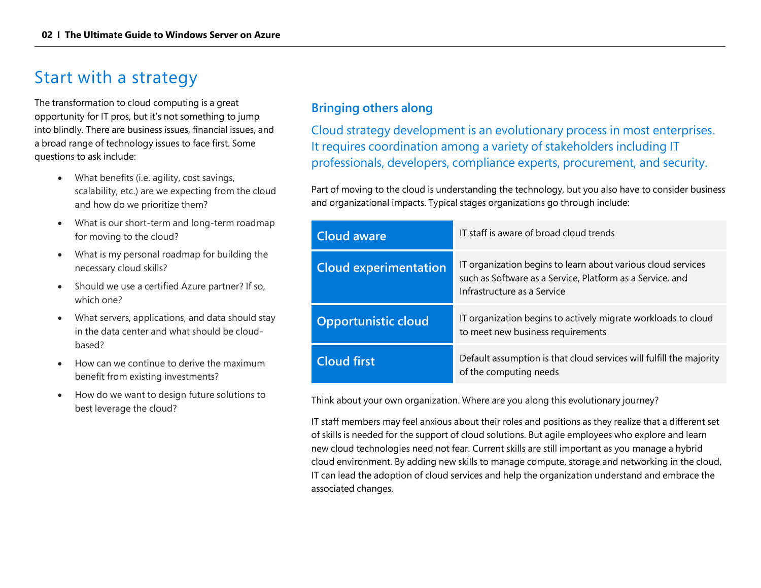# Start with a strategy

The transformation to cloud computing is a great opportunity for IT pros, but it's not something to jump into blindly. There are business issues, financial issues, and a broad range of technology issues to face first. Some questions to ask include:

- What benefits (i.e. agility, cost savings, scalability, etc.) are we expecting from the cloud and how do we prioritize them?
- What is our short-term and long-term roadmap for moving to the cloud?
- What is my personal roadmap for building the necessary cloud skills?
- Should we use a certified Azure partner? If so, which one?
- What servers, applications, and data should stay in the data center and what should be cloud-based?
- How can we continue to derive the maximum benefit from existing investments?
- How do we want to design future solutions to best leverage the cloud?

## Bringing others along

Cloud strategy development is an evolutionary process in most enterprises. It requires coordination among a variety of stakeholders including IT professionals, developers, compliance experts, procurement, and security.

Part of moving to the cloud is understanding the technology, but you also have to consider business and organizational impacts. Typical stages organizations go through include:

| Stage | Description |
|---|---|
| **Cloud aware** | IT staff is aware of broad cloud trends |
| **Cloud experimentation** | IT organization begins to learn about various cloud services such as Software as a Service, Platform as a Service, and Infrastructure as a Service |
| **Opportunistic cloud** | IT organization begins to actively migrate workloads to cloud to meet new business requirements |
| **Cloud first** | Default assumption is that cloud services will fulfill the majority of the computing needs |

Think about your own organization. Where are you along this evolutionary journey?

IT staff members may feel anxious about their roles and positions as they realize that a different set of skills is needed for the support of cloud solutions. But agile employees who explore and learn new cloud technologies need not fear. Current skills are still important as you manage a hybrid cloud environment. By adding new skills to manage compute, storage and networking in the cloud, IT can lead the adoption of cloud services and help the organization understand and embrace the associated changes.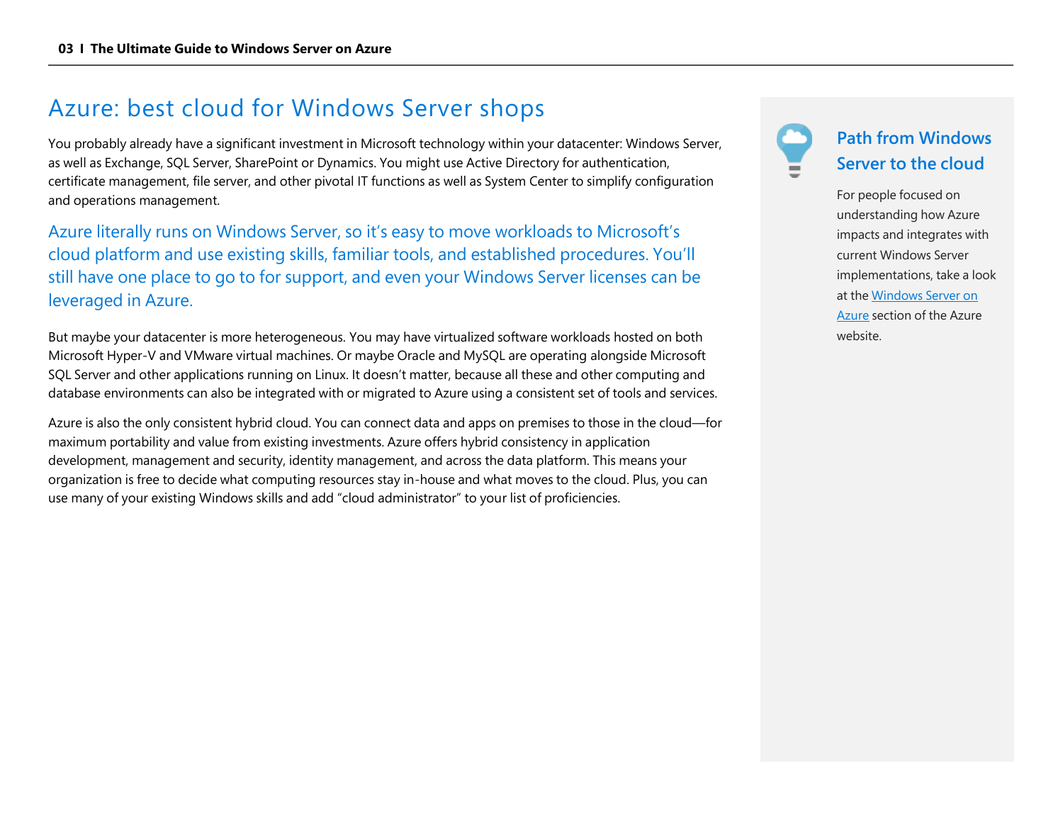# Azure: best cloud for Windows Server shops

You probably already have a significant investment in Microsoft technology within your datacenter: Windows Server, as well as Exchange, SQL Server, SharePoint or Dynamics. You might use Active Directory for authentication, certificate management, file server, and other pivotal IT functions as well as System Center to simplify configuration and operations management.

Azure literally runs on Windows Server, so it's easy to move workloads to Microsoft's cloud platform and use existing skills, familiar tools, and established procedures. You'll still have one place to go to for support, and even your Windows Server licenses can be leveraged in Azure.

But maybe your datacenter is more heterogeneous. You may have virtualized software workloads hosted on both Microsoft Hyper-V and VMware virtual machines. Or maybe Oracle and MySQL are operating alongside Microsoft SQL Server and other applications running on Linux. It doesn't matter, because all these and other computing and database environments can also be integrated with or migrated to Azure using a consistent set of tools and services.

Azure is also the only consistent hybrid cloud. You can connect data and apps on premises to those in the cloud—for maximum portability and value from existing investments. Azure offers hybrid consistency in application development, management and security, identity management, and across the data platform. This means your organization is free to decide what computing resources stay in-house and what moves to the cloud. Plus, you can use many of your existing Windows skills and add "cloud administrator" to your list of proficiencies.

### Path from Windows Server to the cloud

For people focused on understanding how Azure impacts and integrates with current Windows Server implementations, take a look at the [Windows Server on Azure] section of the Azure website.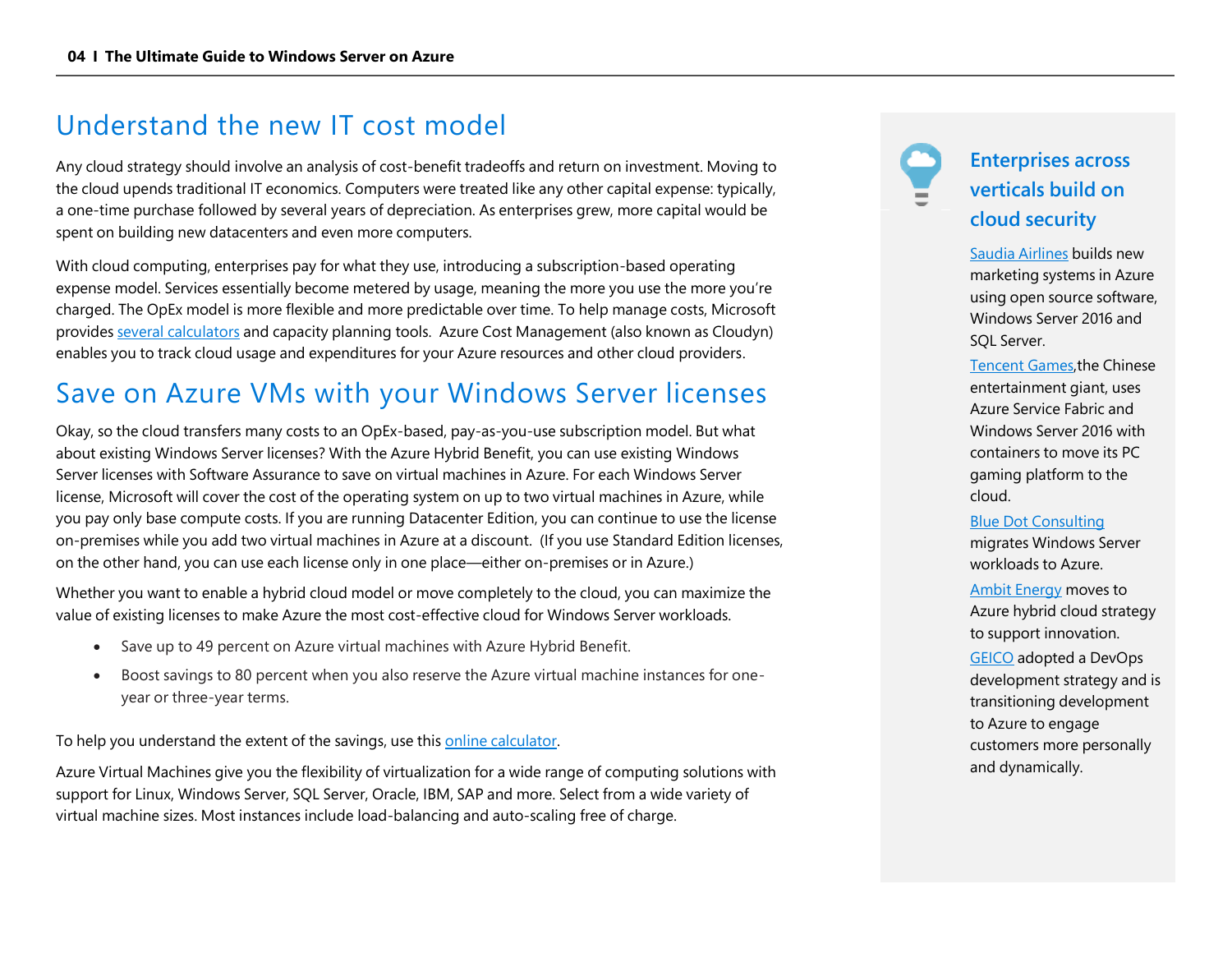## Understand the new IT cost model

Any cloud strategy should involve an analysis of cost-benefit tradeoffs and return on investment. Moving to the cloud upends traditional IT economics. Computers were treated like any other capital expense: typically, a one-time purchase followed by several years of depreciation. As enterprises grew, more capital would be spent on building new datacenters and even more computers.

With cloud computing, enterprises pay for what they use, introducing a subscription-based operating expense model. Services essentially become metered by usage, meaning the more you use the more you're charged. The OpEx model is more flexible and more predictable over time. To help manage costs, Microsoft provides several calculators and capacity planning tools. Azure Cost Management (also known as Cloudyn) enables you to track cloud usage and expenditures for your Azure resources and other cloud providers.

## Save on Azure VMs with your Windows Server licenses

Okay, so the cloud transfers many costs to an OpEx-based, pay-as-you-use subscription model. But what about existing Windows Server licenses? With the Azure Hybrid Benefit, you can use existing Windows Server licenses with Software Assurance to save on virtual machines in Azure. For each Windows Server license, Microsoft will cover the cost of the operating system on up to two virtual machines in Azure, while you pay only base compute costs. If you are running Datacenter Edition, you can continue to use the license on-premises while you add two virtual machines in Azure at a discount. (If you use Standard Edition licenses, on the other hand, you can use each license only in one place—either on-premises or in Azure.)

Whether you want to enable a hybrid cloud model or move completely to the cloud, you can maximize the value of existing licenses to make Azure the most cost-effective cloud for Windows Server workloads.

- Save up to 49 percent on Azure virtual machines with Azure Hybrid Benefit.
- Boost savings to 80 percent when you also reserve the Azure virtual machine instances for one-year or three-year terms.

To help you understand the extent of the savings, use this online calculator.

Azure Virtual Machines give you the flexibility of virtualization for a wide range of computing solutions with support for Linux, Windows Server, SQL Server, Oracle, IBM, SAP and more. Select from a wide variety of virtual machine sizes. Most instances include load-balancing and auto-scaling free of charge.

### Enterprises across verticals build on cloud security

Saudia Airlines builds new marketing systems in Azure using open source software, Windows Server 2016 and SQL Server.

Tencent Games, the Chinese entertainment giant, uses Azure Service Fabric and Windows Server 2016 with containers to move its PC gaming platform to the cloud.

Blue Dot Consulting migrates Windows Server workloads to Azure.

Ambit Energy moves to Azure hybrid cloud strategy to support innovation.

GEICO adopted a DevOps development strategy and is transitioning development to Azure to engage customers more personally and dynamically.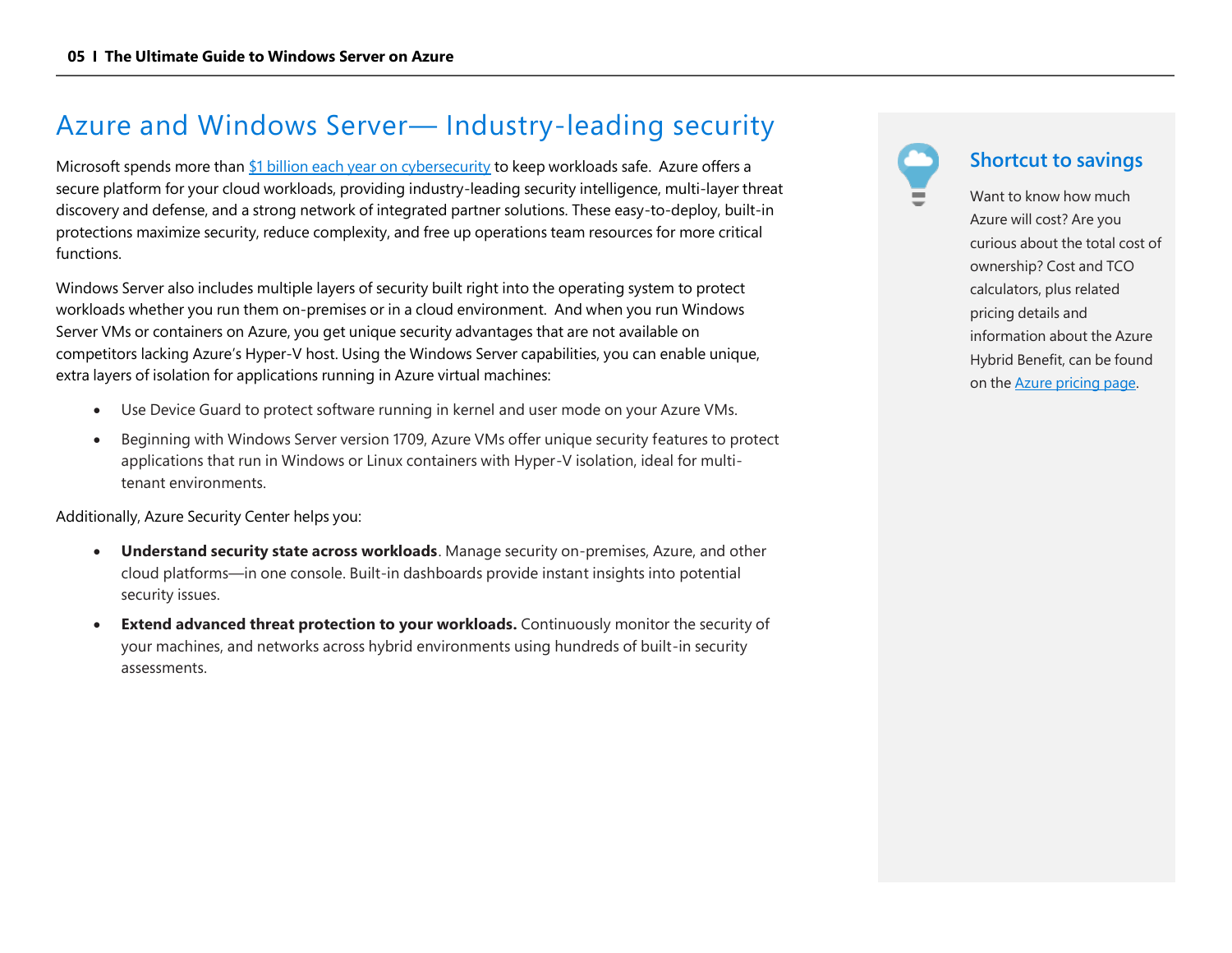# Azure and Windows Server— Industry-leading security

Microsoft spends more than [$1 billion each year on cybersecurity] to keep workloads safe. Azure offers a secure platform for your cloud workloads, providing industry-leading security intelligence, multi-layer threat discovery and defense, and a strong network of integrated partner solutions. These easy-to-deploy, built-in protections maximize security, reduce complexity, and free up operations team resources for more critical functions.

Windows Server also includes multiple layers of security built right into the operating system to protect workloads whether you run them on-premises or in a cloud environment. And when you run Windows Server VMs or containers on Azure, you get unique security advantages that are not available on competitors lacking Azure's Hyper-V host. Using the Windows Server capabilities, you can enable unique, extra layers of isolation for applications running in Azure virtual machines:

- Use Device Guard to protect software running in kernel and user mode on your Azure VMs.
- Beginning with Windows Server version 1709, Azure VMs offer unique security features to protect applications that run in Windows or Linux containers with Hyper-V isolation, ideal for multi-tenant environments.

Additionally, Azure Security Center helps you:

- **Understand security state across workloads**. Manage security on-premises, Azure, and other cloud platforms—in one console. Built-in dashboards provide instant insights into potential security issues.
- **Extend advanced threat protection to your workloads.** Continuously monitor the security of your machines, and networks across hybrid environments using hundreds of built-in security assessments.

## Shortcut to savings

Want to know how much Azure will cost? Are you curious about the total cost of ownership? Cost and TCO calculators, plus related pricing details and information about the Azure Hybrid Benefit, can be found on the Azure pricing page.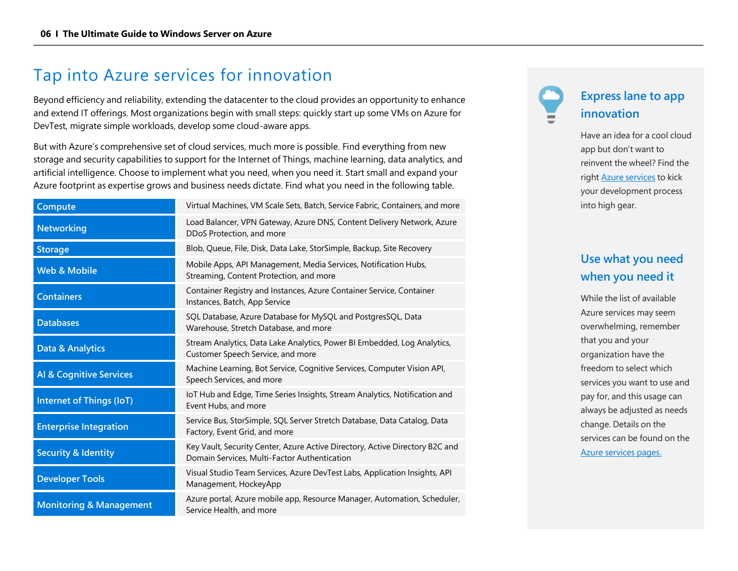# Tap into Azure services for innovation

Beyond efficiency and reliability, extending the datacenter to the cloud provides an opportunity to enhance and extend IT offerings. Most organizations begin with small steps: quickly start up some VMs on Azure for DevTest, migrate simple workloads, develop some cloud-aware apps.

But with Azure's comprehensive set of cloud services, much more is possible. Find everything from new storage and security capabilities to support for the Internet of Things, machine learning, data analytics, and artificial intelligence. Choose to implement what you need, when you need it. Start small and expand your Azure footprint as expertise grows and business needs dictate. Find what you need in the following table.

| Category | Services |
| --- | --- |
| Compute | Virtual Machines, VM Scale Sets, Batch, Service Fabric, Containers, and more |
| Networking | Load Balancer, VPN Gateway, Azure DNS, Content Delivery Network, Azure DDoS Protection, and more |
| Storage | Blob, Queue, File, Disk, Data Lake, StorSimple, Backup, Site Recovery |
| Web & Mobile | Mobile Apps, API Management, Media Services, Notification Hubs, Streaming, Content Protection, and more |
| Containers | Container Registry and Instances, Azure Container Service, Container Instances, Batch, App Service |
| Databases | SQL Database, Azure Database for MySQL and PostgresSQL, Data Warehouse, Stretch Database, and more |
| Data & Analytics | Stream Analytics, Data Lake Analytics, Power BI Embedded, Log Analytics, Customer Speech Service, and more |
| AI & Cognitive Services | Machine Learning, Bot Service, Cognitive Services, Computer Vision API, Speech Services, and more |
| Internet of Things (IoT) | IoT Hub and Edge, Time Series Insights, Stream Analytics, Notification and Event Hubs, and more |
| Enterprise Integration | Service Bus, StorSimple, SQL Server Stretch Database, Data Catalog, Data Factory, Event Grid, and more |
| Security & Identity | Key Vault, Security Center, Azure Active Directory, Active Directory B2C and Domain Services, Multi-Factor Authentication |
| Developer Tools | Visual Studio Team Services, Azure DevTest Labs, Application Insights, API Management, HockeyApp |
| Monitoring & Management | Azure portal, Azure mobile app, Resource Manager, Automation, Scheduler, Service Health, and more |

## Express lane to app innovation

Have an idea for a cool cloud app but don't want to reinvent the wheel? Find the right Azure services to kick your development process into high gear.

## Use what you need when you need it

While the list of available Azure services may seem overwhelming, remember that you and your organization have the freedom to select which services you want to use and pay for, and this usage can always be adjusted as needs change. Details on the services can be found on the Azure services pages.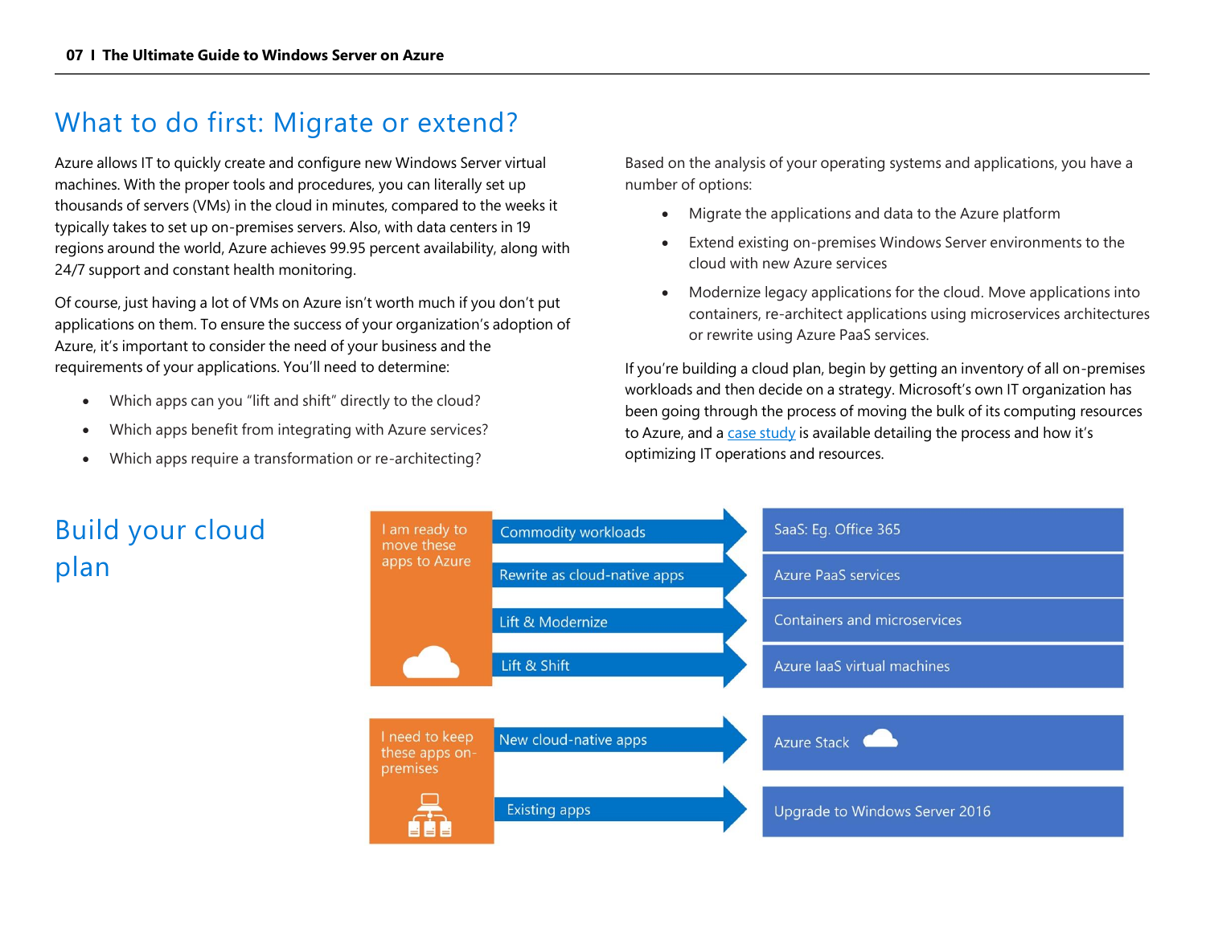## What to do first: Migrate or extend?

Azure allows IT to quickly create and configure new Windows Server virtual machines. With the proper tools and procedures, you can literally set up thousands of servers (VMs) in the cloud in minutes, compared to the weeks it typically takes to set up on-premises servers. Also, with data centers in 19 regions around the world, Azure achieves 99.95 percent availability, along with 24/7 support and constant health monitoring.

Of course, just having a lot of VMs on Azure isn't worth much if you don't put applications on them. To ensure the success of your organization's adoption of Azure, it's important to consider the need of your business and the requirements of your applications. You'll need to determine:

- Which apps can you "lift and shift" directly to the cloud?
- Which apps benefit from integrating with Azure services?
- Which apps require a transformation or re-architecting?

Based on the analysis of your operating systems and applications, you have a number of options:

- Migrate the applications and data to the Azure platform
- Extend existing on-premises Windows Server environments to the cloud with new Azure services
- Modernize legacy applications for the cloud. Move applications into containers, re-architect applications using microservices architectures or rewrite using Azure PaaS services.

If you're building a cloud plan, begin by getting an inventory of all on-premises workloads and then decide on a strategy. Microsoft's own IT organization has been going through the process of moving the bulk of its computing resources to Azure, and a case study is available detailing the process and how it's optimizing IT operations and resources.

## Build your cloud plan

| | | |
|---|---|---|
| I am ready to move these apps to Azure | Commodity workloads | SaaS: Eg. Office 365 |
| | Rewrite as cloud-native apps | Azure PaaS services |
| | Lift & Modernize | Containers and microservices |
| | Lift & Shift | Azure IaaS virtual machines |
| I need to keep these apps on-premises | New cloud-native apps | Azure Stack |
| | Existing apps | Upgrade to Windows Server 2016 |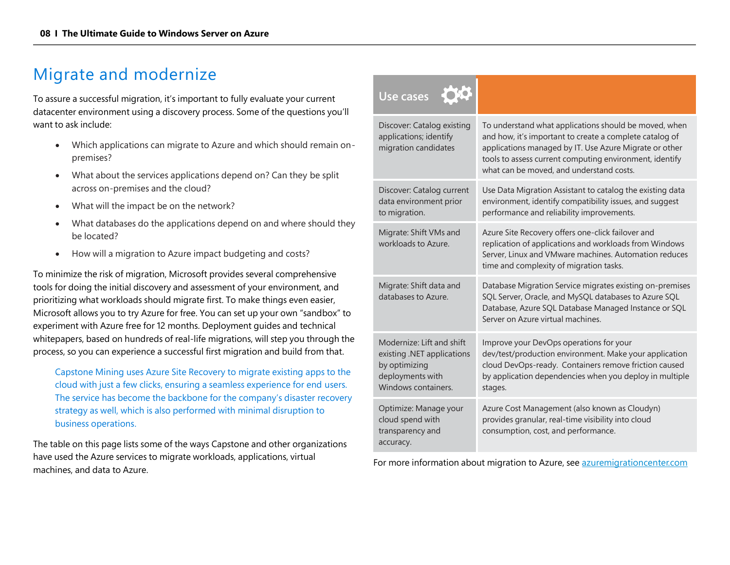# Migrate and modernize

To assure a successful migration, it's important to fully evaluate your current datacenter environment using a discovery process. Some of the questions you'll want to ask include:

- Which applications can migrate to Azure and which should remain on-premises?
- What about the services applications depend on? Can they be split across on-premises and the cloud?
- What will the impact be on the network?
- What databases do the applications depend on and where should they be located?
- How will a migration to Azure impact budgeting and costs?

To minimize the risk of migration, Microsoft provides several comprehensive tools for doing the initial discovery and assessment of your environment, and prioritizing what workloads should migrate first. To make things even easier, Microsoft allows you to try Azure for free. You can set up your own "sandbox" to experiment with Azure free for 12 months. Deployment guides and technical whitepapers, based on hundreds of real-life migrations, will step you through the process, so you can experience a successful first migration and build from that.

> Capstone Mining uses Azure Site Recovery to migrate existing apps to the cloud with just a few clicks, ensuring a seamless experience for end users. The service has become the backbone for the company's disaster recovery strategy as well, which is also performed with minimal disruption to business operations.

The table on this page lists some of the ways Capstone and other organizations have used the Azure services to migrate workloads, applications, virtual machines, and data to Azure.

| Use cases | |
|---|---|
| Discover: Catalog existing applications; identify migration candidates | To understand what applications should be moved, when and how, it's important to create a complete catalog of applications managed by IT. Use Azure Migrate or other tools to assess current computing environment, identify what can be moved, and understand costs. |
| Discover: Catalog current data environment prior to migration. | Use Data Migration Assistant to catalog the existing data environment, identify compatibility issues, and suggest performance and reliability improvements. |
| Migrate: Shift VMs and workloads to Azure. | Azure Site Recovery offers one-click failover and replication of applications and workloads from Windows Server, Linux and VMware machines. Automation reduces time and complexity of migration tasks. |
| Migrate: Shift data and databases to Azure. | Database Migration Service migrates existing on-premises SQL Server, Oracle, and MySQL databases to Azure SQL Database, Azure SQL Database Managed Instance or SQL Server on Azure virtual machines. |
| Modernize: Lift and shift existing .NET applications by optimizing deployments with Windows containers. | Improve your DevOps operations for your dev/test/production environment. Make your application cloud DevOps-ready. Containers remove friction caused by application dependencies when you deploy in multiple stages. |
| Optimize: Manage your cloud spend with transparency and accuracy. | Azure Cost Management (also known as Cloudyn) provides granular, real-time visibility into cloud consumption, cost, and performance. |

For more information about migration to Azure, see azuremigrationcenter.com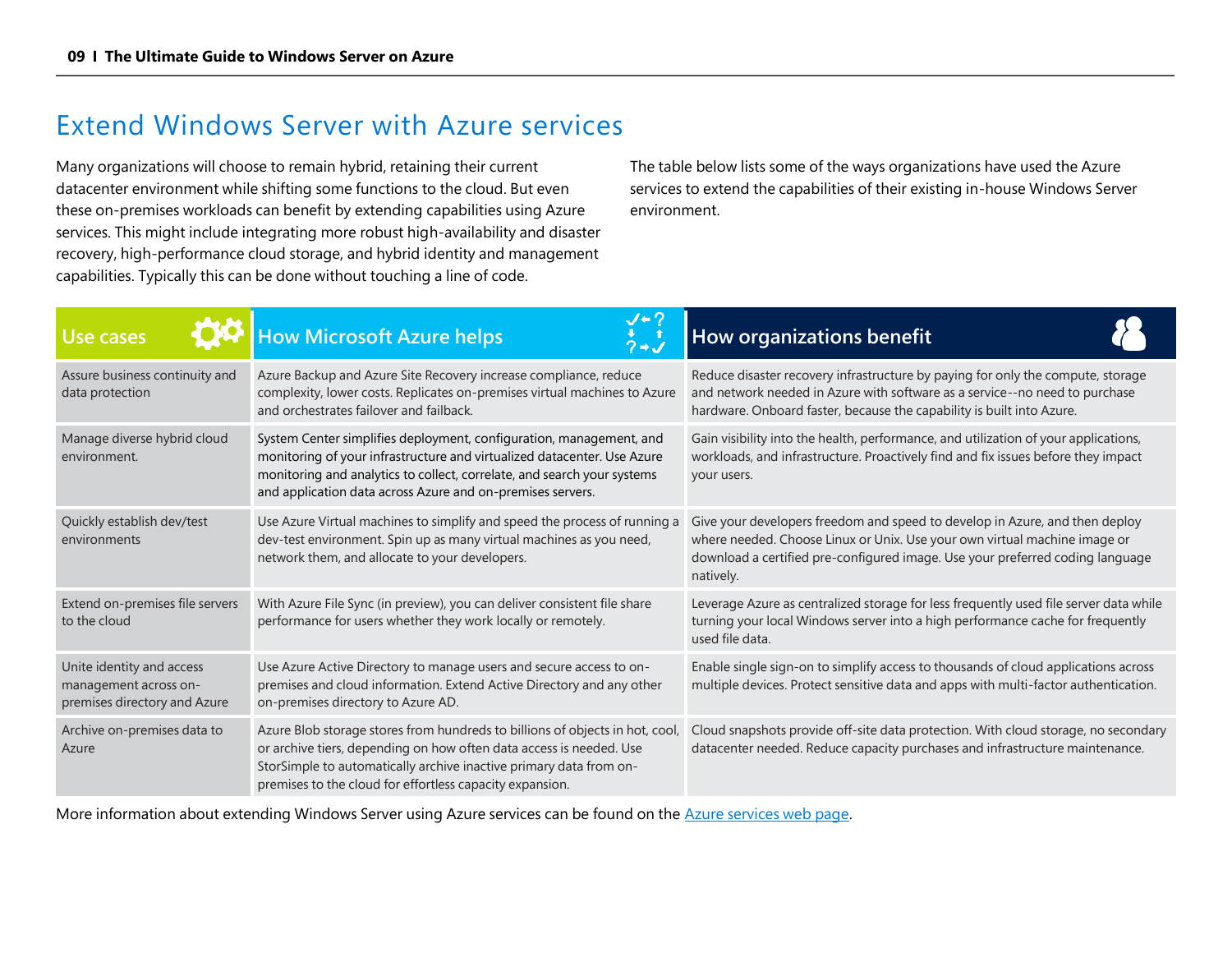# Extend Windows Server with Azure services

Many organizations will choose to remain hybrid, retaining their current datacenter environment while shifting some functions to the cloud. But even these on-premises workloads can benefit by extending capabilities using Azure services. This might include integrating more robust high-availability and disaster recovery, high-performance cloud storage, and hybrid identity and management capabilities. Typically this can be done without touching a line of code.

The table below lists some of the ways organizations have used the Azure services to extend the capabilities of their existing in-house Windows Server environment.

| Use cases | How Microsoft Azure helps | How organizations benefit |
| --- | --- | --- |
| Assure business continuity and data protection | Azure Backup and Azure Site Recovery increase compliance, reduce complexity, lower costs. Replicates on-premises virtual machines to Azure and orchestrates failover and failback. | Reduce disaster recovery infrastructure by paying for only the compute, storage and network needed in Azure with software as a service--no need to purchase hardware. Onboard faster, because the capability is built into Azure. |
| Manage diverse hybrid cloud environment. | System Center simplifies deployment, configuration, management, and monitoring of your infrastructure and virtualized datacenter. Use Azure monitoring and analytics to collect, correlate, and search your systems and application data across Azure and on-premises servers. | Gain visibility into the health, performance, and utilization of your applications, workloads, and infrastructure. Proactively find and fix issues before they impact your users. |
| Quickly establish dev/test environments | Use Azure Virtual machines to simplify and speed the process of running a dev-test environment. Spin up as many virtual machines as you need, network them, and allocate to your developers. | Give your developers freedom and speed to develop in Azure, and then deploy where needed. Choose Linux or Unix. Use your own virtual machine image or download a certified pre-configured image. Use your preferred coding language natively. |
| Extend on-premises file servers to the cloud | With Azure File Sync (in preview), you can deliver consistent file share performance for users whether they work locally or remotely. | Leverage Azure as centralized storage for less frequently used file server data while turning your local Windows server into a high performance cache for frequently used file data. |
| Unite identity and access management across on-premises directory and Azure | Use Azure Active Directory to manage users and secure access to on-premises and cloud information. Extend Active Directory and any other on-premises directory to Azure AD. | Enable single sign-on to simplify access to thousands of cloud applications across multiple devices. Protect sensitive data and apps with multi-factor authentication. |
| Archive on-premises data to Azure | Azure Blob storage stores from hundreds to billions of objects in hot, cool, or archive tiers, depending on how often data access is needed. Use StorSimple to automatically archive inactive primary data from on-premises to the cloud for effortless capacity expansion. | Cloud snapshots provide off-site data protection. With cloud storage, no secondary datacenter needed. Reduce capacity purchases and infrastructure maintenance. |

More information about extending Windows Server using Azure services can be found on the Azure services web page.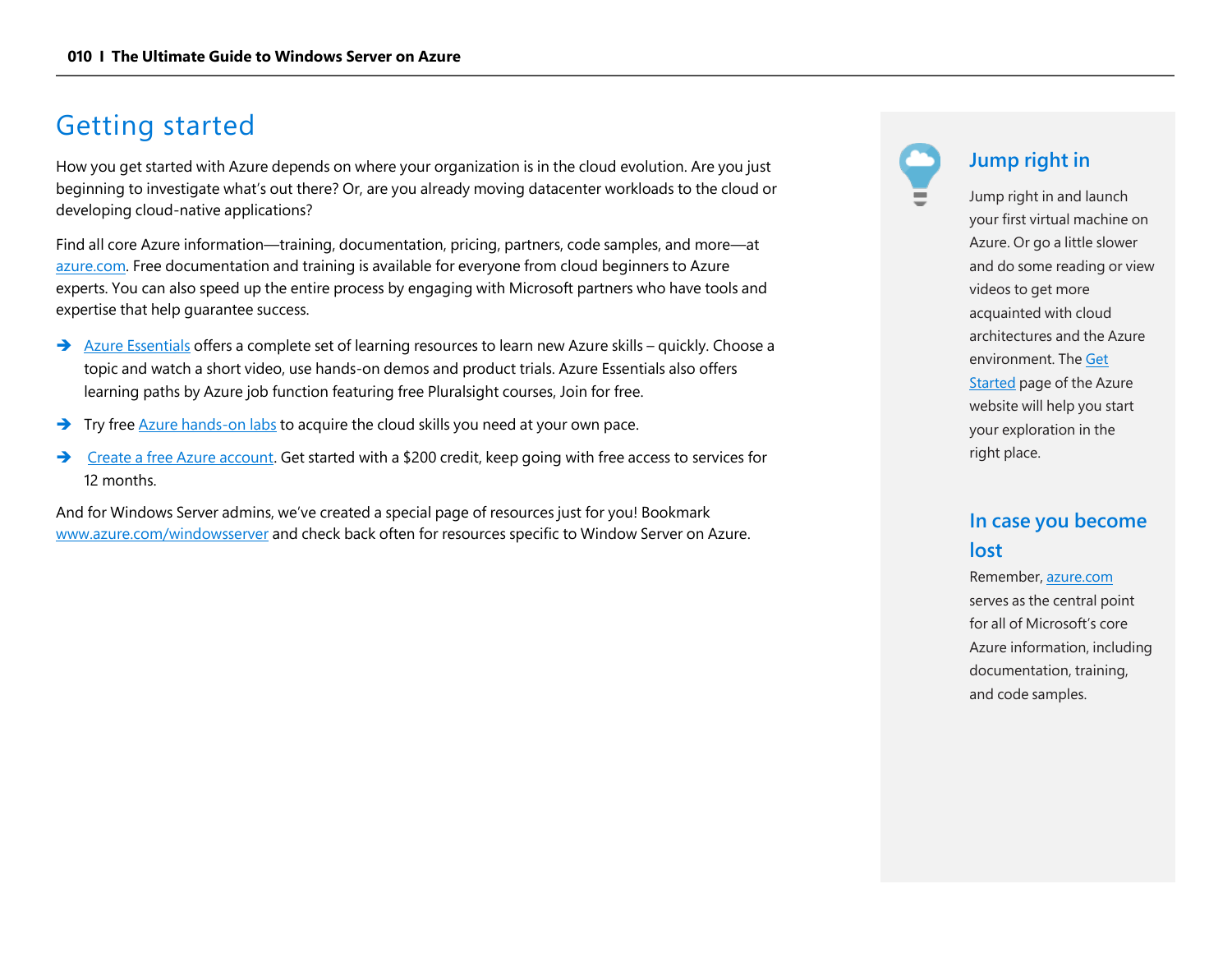# Getting started

How you get started with Azure depends on where your organization is in the cloud evolution. Are you just beginning to investigate what's out there? Or, are you already moving datacenter workloads to the cloud or developing cloud-native applications?

Find all core Azure information—training, documentation, pricing, partners, code samples, and more—at azure.com. Free documentation and training is available for everyone from cloud beginners to Azure experts. You can also speed up the entire process by engaging with Microsoft partners who have tools and expertise that help guarantee success.

- Azure Essentials offers a complete set of learning resources to learn new Azure skills – quickly. Choose a topic and watch a short video, use hands-on demos and product trials. Azure Essentials also offers learning paths by Azure job function featuring free Pluralsight courses, Join for free.
- Try free Azure hands-on labs to acquire the cloud skills you need at your own pace.
- Create a free Azure account. Get started with a $200 credit, keep going with free access to services for 12 months.

And for Windows Server admins, we've created a special page of resources just for you! Bookmark www.azure.com/windowsserver and check back often for resources specific to Window Server on Azure.

## Jump right in

Jump right in and launch your first virtual machine on Azure. Or go a little slower and do some reading or view videos to get more acquainted with cloud architectures and the Azure environment. The Get Started page of the Azure website will help you start your exploration in the right place.

## In case you become lost

Remember, azure.com serves as the central point for all of Microsoft's core Azure information, including documentation, training, and code samples.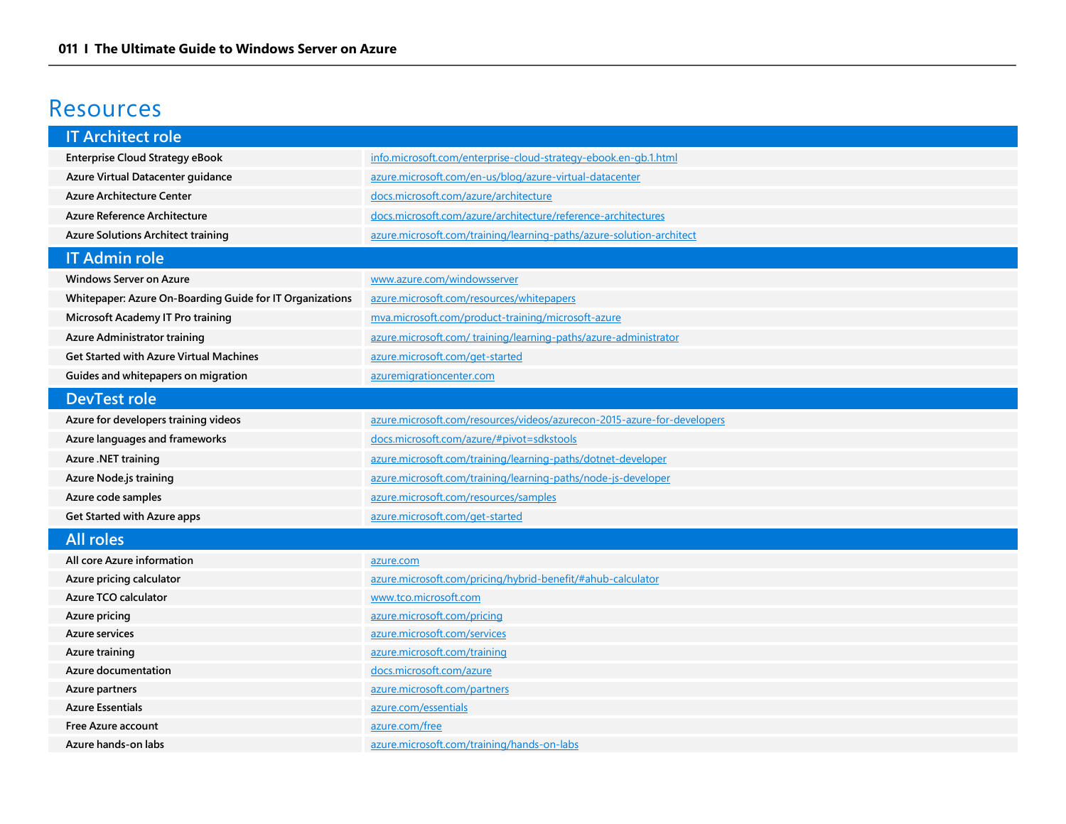# Resources

## IT Architect role

| | |
|---|---|
| Enterprise Cloud Strategy eBook | info.microsoft.com/enterprise-cloud-strategy-ebook.en-gb.1.html |
| Azure Virtual Datacenter guidance | azure.microsoft.com/en-us/blog/azure-virtual-datacenter |
| Azure Architecture Center | docs.microsoft.com/azure/architecture |
| Azure Reference Architecture | docs.microsoft.com/azure/architecture/reference-architectures |
| Azure Solutions Architect training | azure.microsoft.com/training/learning-paths/azure-solution-architect |

## IT Admin role

| | |
|---|---|
| Windows Server on Azure | www.azure.com/windowsserver |
| Whitepaper: Azure On-Boarding Guide for IT Organizations | azure.microsoft.com/resources/whitepapers |
| Microsoft Academy IT Pro training | mva.microsoft.com/product-training/microsoft-azure |
| Azure Administrator training | azure.microsoft.com/ training/learning-paths/azure-administrator |
| Get Started with Azure Virtual Machines | azure.microsoft.com/get-started |
| Guides and whitepapers on migration | azuremigrationcenter.com |

## DevTest role

| | |
|---|---|
| Azure for developers training videos | azure.microsoft.com/resources/videos/azurecon-2015-azure-for-developers |
| Azure languages and frameworks | docs.microsoft.com/azure/#pivot=sdkstools |
| Azure .NET training | azure.microsoft.com/training/learning-paths/dotnet-developer |
| Azure Node.js training | azure.microsoft.com/training/learning-paths/node-js-developer |
| Azure code samples | azure.microsoft.com/resources/samples |
| Get Started with Azure apps | azure.microsoft.com/get-started |

## All roles

| | |
|---|---|
| All core Azure information | azure.com |
| Azure pricing calculator | azure.microsoft.com/pricing/hybrid-benefit/#ahub-calculator |
| Azure TCO calculator | www.tco.microsoft.com |
| Azure pricing | azure.microsoft.com/pricing |
| Azure services | azure.microsoft.com/services |
| Azure training | azure.microsoft.com/training |
| Azure documentation | docs.microsoft.com/azure |
| Azure partners | azure.microsoft.com/partners |
| Azure Essentials | azure.com/essentials |
| Free Azure account | azure.com/free |
| Azure hands-on labs | azure.microsoft.com/training/hands-on-labs |